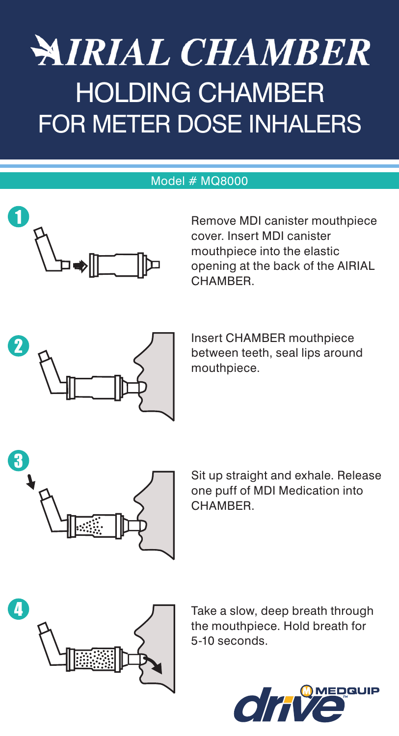# AIRIAL CHAMBER

## HOLDING CHAMBER FOR METER DOSE INHALERS

Model # MQ8000

1. Remove MDI canister mouthpiece cover. Insert MDI canister mouthpiece into the elastic opening at the back of the AIRIAL CHAMBER.

2. Insert CHAMBER mouthpiece between teeth, seal lips around mouthpiece.

3. Sit up straight and exhale. Release one puff of MDI Medication into CHAMBER.

4. Take a slow, deep breath through the mouthpiece. Hold breath for 5-10 seconds.

drive MEDQUIP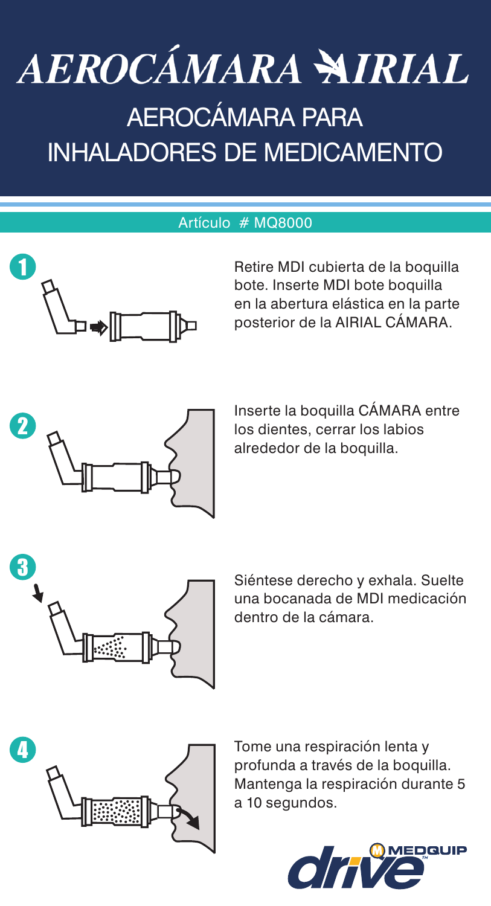# AEROCÁMARA AIRIAL

## AEROCÁMARA PARA INHALADORES DE MEDICAMENTO

Artículo # MQ8000

1. Retire MDI cubierta de la boquilla bote. Inserte MDI bote boquilla en la abertura elástica en la parte posterior de la AIRIAL CÁMARA.

2. Inserte la boquilla CÁMARA entre los dientes, cerrar los labios alrededor de la boquilla.

3. Siéntese derecho y exhala. Suelte una bocanada de MDI medicación dentro de la cámara.

4. Tome una respiración lenta y profunda a través de la boquilla. Mantenga la respiración durante 5 a 10 segundos.

drive MEDQUIP™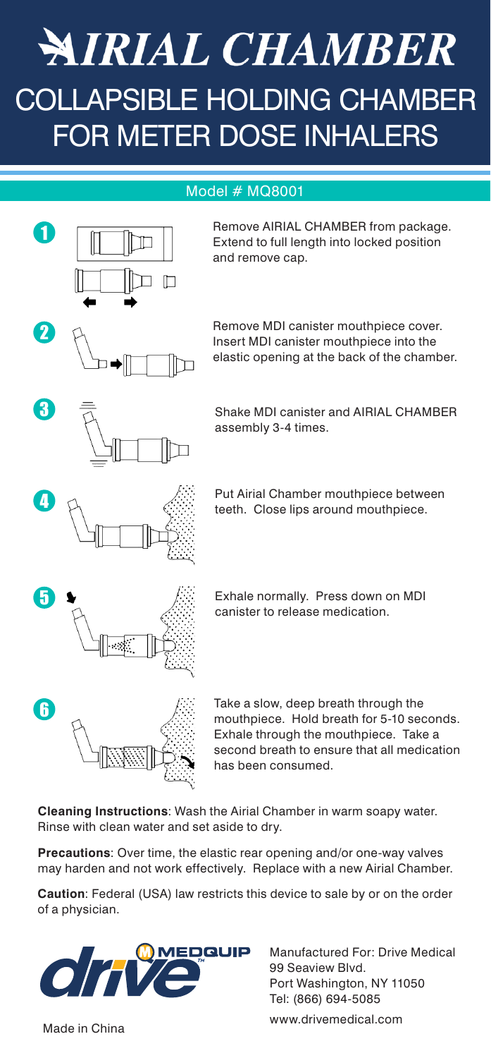# AIRIAL CHAMBER

## COLLAPSIBLE HOLDING CHAMBER FOR METER DOSE INHALERS

Model # MQ8001

1. Remove AIRIAL CHAMBER from package. Extend to full length into locked position and remove cap.

2. Remove MDI canister mouthpiece cover. Insert MDI canister mouthpiece into the elastic opening at the back of the chamber.

3. Shake MDI canister and AIRIAL CHAMBER assembly 3-4 times.

4. Put Airial Chamber mouthpiece between teeth. Close lips around mouthpiece.

5. Exhale normally. Press down on MDI canister to release medication.

6. Take a slow, deep breath through the mouthpiece. Hold breath for 5-10 seconds. Exhale through the mouthpiece. Take a second breath to ensure that all medication has been consumed.

**Cleaning Instructions**: Wash the Airial Chamber in warm soapy water. Rinse with clean water and set aside to dry.

**Precautions**: Over time, the elastic rear opening and/or one-way valves may harden and not work effectively. Replace with a new Airial Chamber.

**Caution**: Federal (USA) law restricts this device to sale by or on the order of a physician.

drive MEDQUIP

Manufactured For: Drive Medical
99 Seaview Blvd.
Port Washington, NY 11050
Tel: (866) 694-5085
www.drivemedical.com

Made in China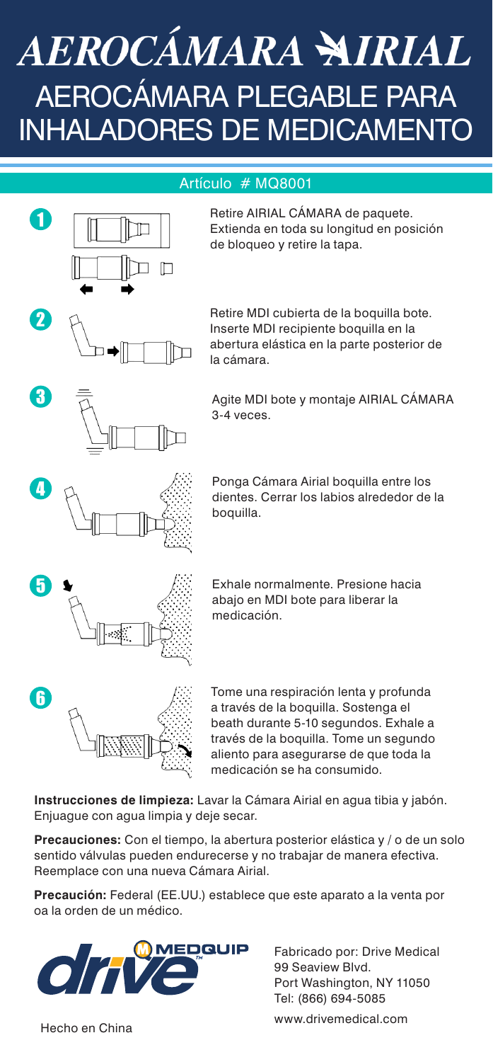# AEROCÁMARA AIRIAL

## AEROCÁMARA PLEGABLE PARA INHALADORES DE MEDICAMENTO

Artículo # MQ8001

1. Retire AIRIAL CÁMARA de paquete. Extienda en toda su longitud en posición de bloqueo y retire la tapa.

2. Retire MDI cubierta de la boquilla bote. Inserte MDI recipiente boquilla en la abertura elástica en la parte posterior de la cámara.

3. Agite MDI bote y montaje AIRIAL CÁMARA 3-4 veces.

4. Ponga Cámara Airial boquilla entre los dientes. Cerrar los labios alrededor de la boquilla.

5. Exhale normalmente. Presione hacia abajo en MDI bote para liberar la medicación.

6. Tome una respiración lenta y profunda a través de la boquilla. Sostenga el beath durante 5-10 segundos. Exhale a través de la boquilla. Tome un segundo aliento para asegurarse de que toda la medicación se ha consumido.

**Instrucciones de limpieza:** Lavar la Cámara Airial en agua tibia y jabón. Enjuague con agua limpia y deje secar.

**Precauciones:** Con el tiempo, la abertura posterior elástica y / o de un solo sentido válvulas pueden endurecerse y no trabajar de manera efectiva. Reemplace con una nueva Cámara Airial.

**Precaución:** Federal (EE.UU.) establece que este aparato a la venta por oa la orden de un médico.

drive MEDQUIP

Fabricado por: Drive Medical
99 Seaview Blvd.
Port Washington, NY 11050
Tel: (866) 694-5085

www.drivemedical.com

Hecho en China